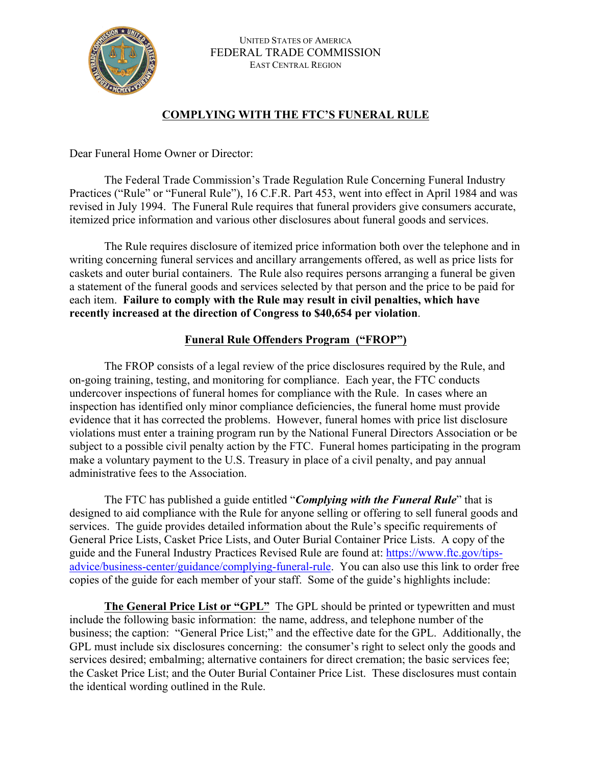UNITED STATES OF AMERICA
FEDERAL TRADE COMMISSION
EAST CENTRAL REGION

# COMPLYING WITH THE FTC'S FUNERAL RULE

Dear Funeral Home Owner or Director:

The Federal Trade Commission's Trade Regulation Rule Concerning Funeral Industry Practices ("Rule" or "Funeral Rule"), 16 C.F.R. Part 453, went into effect in April 1984 and was revised in July 1994. The Funeral Rule requires that funeral providers give consumers accurate, itemized price information and various other disclosures about funeral goods and services.

The Rule requires disclosure of itemized price information both over the telephone and in writing concerning funeral services and ancillary arrangements offered, as well as price lists for caskets and outer burial containers. The Rule also requires persons arranging a funeral be given a statement of the funeral goods and services selected by that person and the price to be paid for each item. **Failure to comply with the Rule may result in civil penalties, which have recently increased at the direction of Congress to $40,654 per violation**.

## Funeral Rule Offenders Program ("FROP")

The FROP consists of a legal review of the price disclosures required by the Rule, and on-going training, testing, and monitoring for compliance. Each year, the FTC conducts undercover inspections of funeral homes for compliance with the Rule. In cases where an inspection has identified only minor compliance deficiencies, the funeral home must provide evidence that it has corrected the problems. However, funeral homes with price list disclosure violations must enter a training program run by the National Funeral Directors Association or be subject to a possible civil penalty action by the FTC. Funeral homes participating in the program make a voluntary payment to the U.S. Treasury in place of a civil penalty, and pay annual administrative fees to the Association.

The FTC has published a guide entitled "***Complying with the Funeral Rule***" that is designed to aid compliance with the Rule for anyone selling or offering to sell funeral goods and services. The guide provides detailed information about the Rule's specific requirements of General Price Lists, Casket Price Lists, and Outer Burial Container Price Lists. A copy of the guide and the Funeral Industry Practices Revised Rule are found at: https://www.ftc.gov/tips-advice/business-center/guidance/complying-funeral-rule. You can also use this link to order free copies of the guide for each member of your staff. Some of the guide's highlights include:

**The General Price List or "GPL"** The GPL should be printed or typewritten and must include the following basic information: the name, address, and telephone number of the business; the caption: "General Price List;" and the effective date for the GPL. Additionally, the GPL must include six disclosures concerning: the consumer's right to select only the goods and services desired; embalming; alternative containers for direct cremation; the basic services fee; the Casket Price List; and the Outer Burial Container Price List. These disclosures must contain the identical wording outlined in the Rule.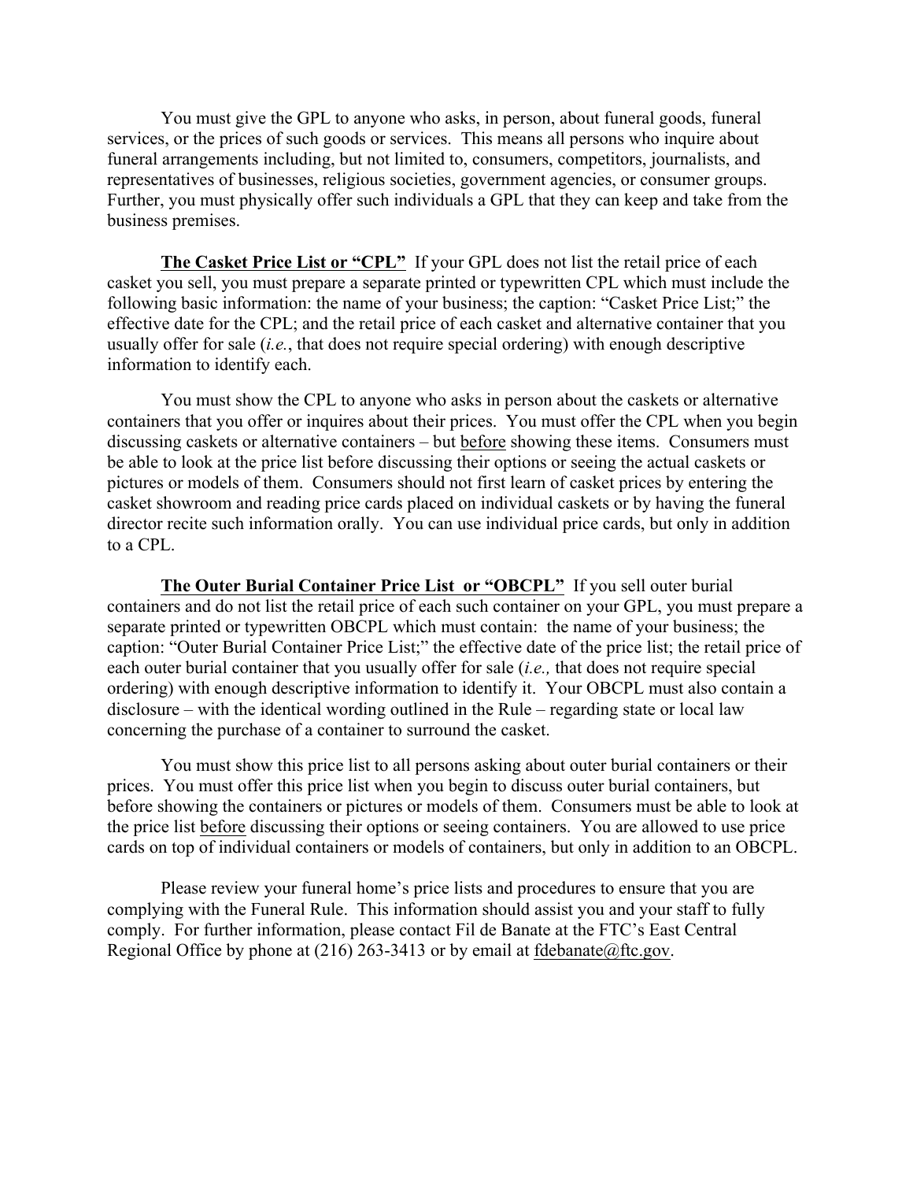You must give the GPL to anyone who asks, in person, about funeral goods, funeral services, or the prices of such goods or services. This means all persons who inquire about funeral arrangements including, but not limited to, consumers, competitors, journalists, and representatives of businesses, religious societies, government agencies, or consumer groups. Further, you must physically offer such individuals a GPL that they can keep and take from the business premises.

**The Casket Price List or "CPL"** If your GPL does not list the retail price of each casket you sell, you must prepare a separate printed or typewritten CPL which must include the following basic information: the name of your business; the caption: "Casket Price List;" the effective date for the CPL; and the retail price of each casket and alternative container that you usually offer for sale (*i.e.*, that does not require special ordering) with enough descriptive information to identify each.

You must show the CPL to anyone who asks in person about the caskets or alternative containers that you offer or inquires about their prices. You must offer the CPL when you begin discussing caskets or alternative containers – but before showing these items. Consumers must be able to look at the price list before discussing their options or seeing the actual caskets or pictures or models of them. Consumers should not first learn of casket prices by entering the casket showroom and reading price cards placed on individual caskets or by having the funeral director recite such information orally. You can use individual price cards, but only in addition to a CPL.

**The Outer Burial Container Price List or "OBCPL"** If you sell outer burial containers and do not list the retail price of each such container on your GPL, you must prepare a separate printed or typewritten OBCPL which must contain: the name of your business; the caption: "Outer Burial Container Price List;" the effective date of the price list; the retail price of each outer burial container that you usually offer for sale (*i.e.,* that does not require special ordering) with enough descriptive information to identify it. Your OBCPL must also contain a disclosure – with the identical wording outlined in the Rule – regarding state or local law concerning the purchase of a container to surround the casket.

You must show this price list to all persons asking about outer burial containers or their prices. You must offer this price list when you begin to discuss outer burial containers, but before showing the containers or pictures or models of them. Consumers must be able to look at the price list before discussing their options or seeing containers. You are allowed to use price cards on top of individual containers or models of containers, but only in addition to an OBCPL.

Please review your funeral home's price lists and procedures to ensure that you are complying with the Funeral Rule. This information should assist you and your staff to fully comply. For further information, please contact Fil de Banate at the FTC's East Central Regional Office by phone at (216) 263-3413 or by email at fdebanate@ftc.gov.